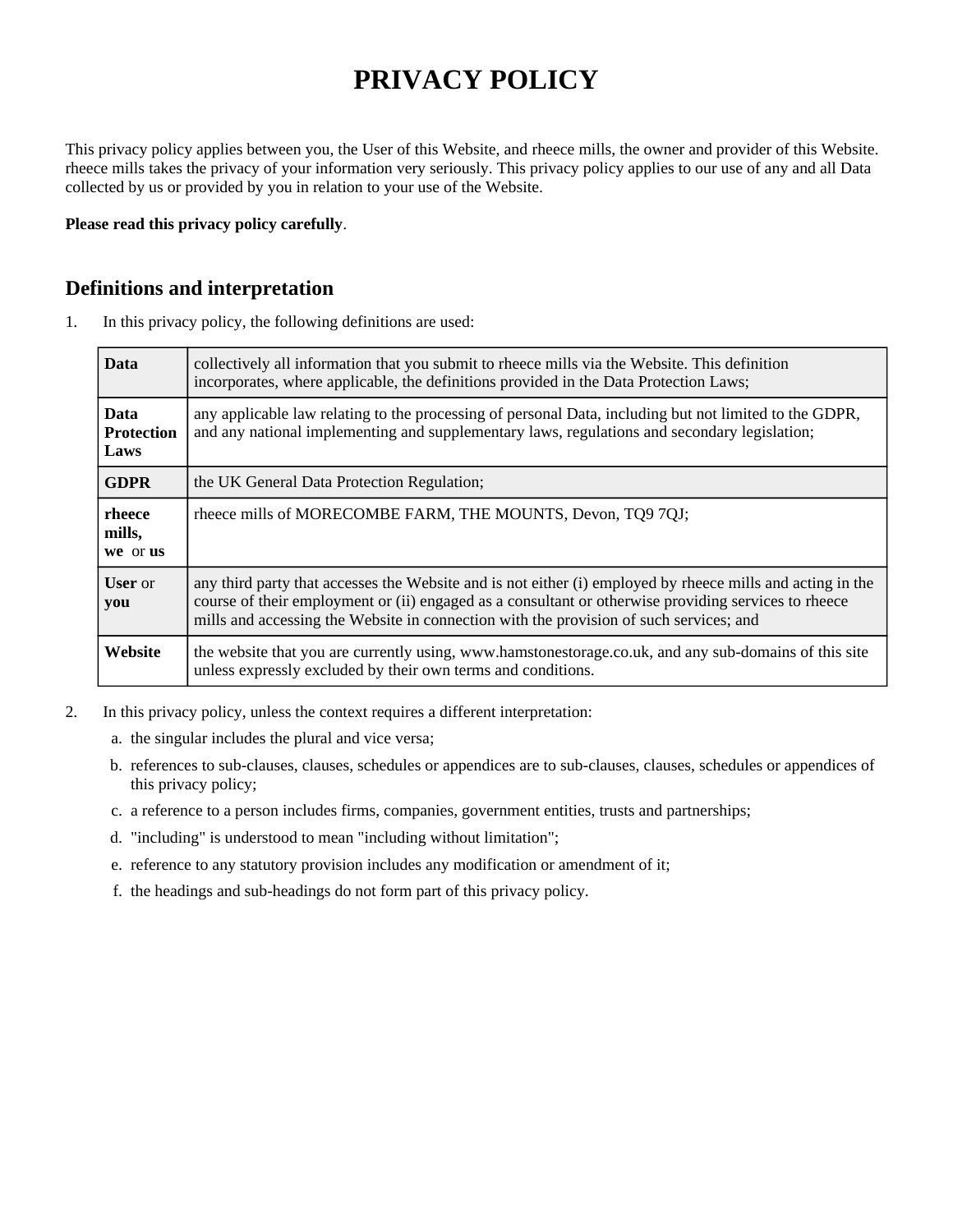# PRIVACY POLICY

This privacy policy applies between you, the User of this Website, and rheece mills, the owner and provider of this Website. rheece mills takes the privacy of your information very seriously. This privacy policy applies to our use of any and all Data collected by us or provided by you in relation to your use of the Website.

**Please read this privacy policy carefully**.

## Definitions and interpretation

1. In this privacy policy, the following definitions are used:

| | |
|---|---|
| **Data** | collectively all information that you submit to rheece mills via the Website. This definition incorporates, where applicable, the definitions provided in the Data Protection Laws; |
| **Data Protection Laws** | any applicable law relating to the processing of personal Data, including but not limited to the GDPR, and any national implementing and supplementary laws, regulations and secondary legislation; |
| **GDPR** | the UK General Data Protection Regulation; |
| **rheece mills, we** or **us** | rheece mills of MORECOMBE FARM, THE MOUNTS, Devon, TQ9 7QJ; |
| **User** or **you** | any third party that accesses the Website and is not either (i) employed by rheece mills and acting in the course of their employment or (ii) engaged as a consultant or otherwise providing services to rheece mills and accessing the Website in connection with the provision of such services; and |
| **Website** | the website that you are currently using, www.hamstonestorage.co.uk, and any sub-domains of this site unless expressly excluded by their own terms and conditions. |

2. In this privacy policy, unless the context requires a different interpretation:
   a. the singular includes the plural and vice versa;
   b. references to sub-clauses, clauses, schedules or appendices are to sub-clauses, clauses, schedules or appendices of this privacy policy;
   c. a reference to a person includes firms, companies, government entities, trusts and partnerships;
   d. "including" is understood to mean "including without limitation";
   e. reference to any statutory provision includes any modification or amendment of it;
   f. the headings and sub-headings do not form part of this privacy policy.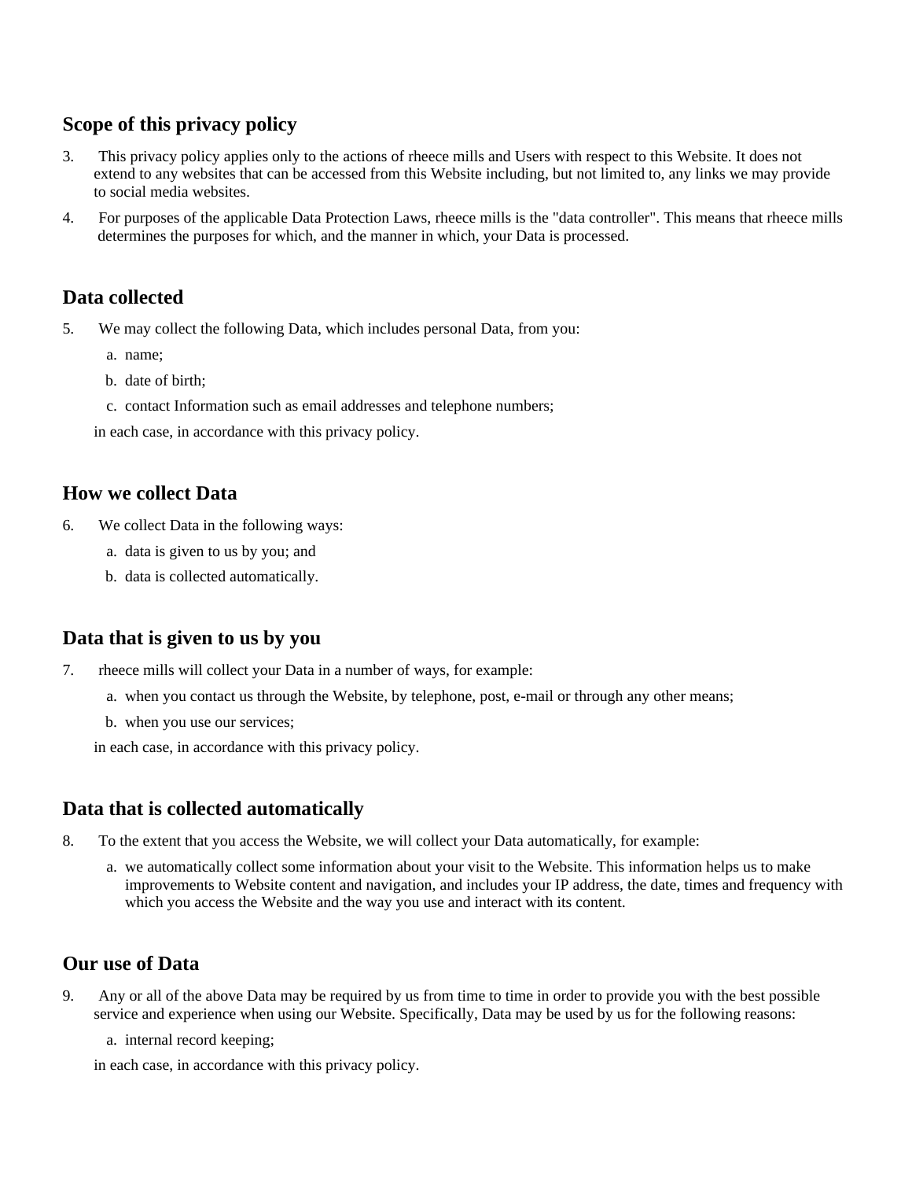## Scope of this privacy policy

3. This privacy policy applies only to the actions of rheece mills and Users with respect to this Website. It does not extend to any websites that can be accessed from this Website including, but not limited to, any links we may provide to social media websites.
4. For purposes of the applicable Data Protection Laws, rheece mills is the "data controller". This means that rheece mills determines the purposes for which, and the manner in which, your Data is processed.

## Data collected

5. We may collect the following Data, which includes personal Data, from you:
   a. name;
   b. date of birth;
   c. contact Information such as email addresses and telephone numbers;

   in each case, in accordance with this privacy policy.

## How we collect Data

6. We collect Data in the following ways:
   a. data is given to us by you; and
   b. data is collected automatically.

## Data that is given to us by you

7. rheece mills will collect your Data in a number of ways, for example:
   a. when you contact us through the Website, by telephone, post, e-mail or through any other means;
   b. when you use our services;

   in each case, in accordance with this privacy policy.

## Data that is collected automatically

8. To the extent that you access the Website, we will collect your Data automatically, for example:
   a. we automatically collect some information about your visit to the Website. This information helps us to make improvements to Website content and navigation, and includes your IP address, the date, times and frequency with which you access the Website and the way you use and interact with its content.

## Our use of Data

9. Any or all of the above Data may be required by us from time to time in order to provide you with the best possible service and experience when using our Website. Specifically, Data may be used by us for the following reasons:
   a. internal record keeping;

   in each case, in accordance with this privacy policy.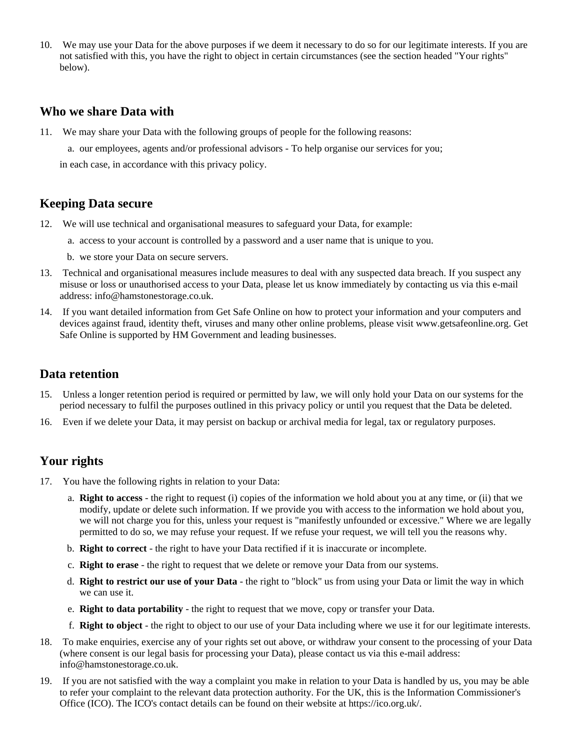10. We may use your Data for the above purposes if we deem it necessary to do so for our legitimate interests. If you are not satisfied with this, you have the right to object in certain circumstances (see the section headed "Your rights" below).

## Who we share Data with

11. We may share your Data with the following groups of people for the following reasons:
    a. our employees, agents and/or professional advisors - To help organise our services for you;

    in each case, in accordance with this privacy policy.

## Keeping Data secure

12. We will use technical and organisational measures to safeguard your Data, for example:
    a. access to your account is controlled by a password and a user name that is unique to you.
    b. we store your Data on secure servers.
13. Technical and organisational measures include measures to deal with any suspected data breach. If you suspect any misuse or loss or unauthorised access to your Data, please let us know immediately by contacting us via this e-mail address: info@hamstonestorage.co.uk.
14. If you want detailed information from Get Safe Online on how to protect your information and your computers and devices against fraud, identity theft, viruses and many other online problems, please visit www.getsafeonline.org. Get Safe Online is supported by HM Government and leading businesses.

## Data retention

15. Unless a longer retention period is required or permitted by law, we will only hold your Data on our systems for the period necessary to fulfil the purposes outlined in this privacy policy or until you request that the Data be deleted.
16. Even if we delete your Data, it may persist on backup or archival media for legal, tax or regulatory purposes.

## Your rights

17. You have the following rights in relation to your Data:
    a. **Right to access** - the right to request (i) copies of the information we hold about you at any time, or (ii) that we modify, update or delete such information. If we provide you with access to the information we hold about you, we will not charge you for this, unless your request is "manifestly unfounded or excessive." Where we are legally permitted to do so, we may refuse your request. If we refuse your request, we will tell you the reasons why.
    b. **Right to correct** - the right to have your Data rectified if it is inaccurate or incomplete.
    c. **Right to erase** - the right to request that we delete or remove your Data from our systems.
    d. **Right to restrict our use of your Data** - the right to "block" us from using your Data or limit the way in which we can use it.
    e. **Right to data portability** - the right to request that we move, copy or transfer your Data.
    f. **Right to object** - the right to object to our use of your Data including where we use it for our legitimate interests.
18. To make enquiries, exercise any of your rights set out above, or withdraw your consent to the processing of your Data (where consent is our legal basis for processing your Data), please contact us via this e-mail address: info@hamstonestorage.co.uk.
19. If you are not satisfied with the way a complaint you make in relation to your Data is handled by us, you may be able to refer your complaint to the relevant data protection authority. For the UK, this is the Information Commissioner's Office (ICO). The ICO's contact details can be found on their website at https://ico.org.uk/.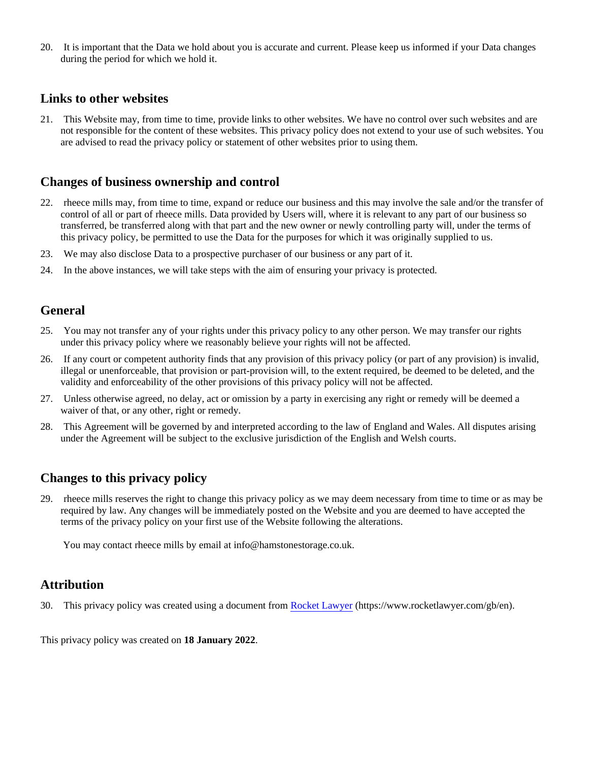20. It is important that the Data we hold about you is accurate and current. Please keep us informed if your Data changes during the period for which we hold it.

## Links to other websites

21. This Website may, from time to time, provide links to other websites. We have no control over such websites and are not responsible for the content of these websites. This privacy policy does not extend to your use of such websites. You are advised to read the privacy policy or statement of other websites prior to using them.

## Changes of business ownership and control

22. rheece mills may, from time to time, expand or reduce our business and this may involve the sale and/or the transfer of control of all or part of rheece mills. Data provided by Users will, where it is relevant to any part of our business so transferred, be transferred along with that part and the new owner or newly controlling party will, under the terms of this privacy policy, be permitted to use the Data for the purposes for which it was originally supplied to us.
23. We may also disclose Data to a prospective purchaser of our business or any part of it.
24. In the above instances, we will take steps with the aim of ensuring your privacy is protected.

## General

25. You may not transfer any of your rights under this privacy policy to any other person. We may transfer our rights under this privacy policy where we reasonably believe your rights will not be affected.
26. If any court or competent authority finds that any provision of this privacy policy (or part of any provision) is invalid, illegal or unenforceable, that provision or part-provision will, to the extent required, be deemed to be deleted, and the validity and enforceability of the other provisions of this privacy policy will not be affected.
27. Unless otherwise agreed, no delay, act or omission by a party in exercising any right or remedy will be deemed a waiver of that, or any other, right or remedy.
28. This Agreement will be governed by and interpreted according to the law of England and Wales. All disputes arising under the Agreement will be subject to the exclusive jurisdiction of the English and Welsh courts.

## Changes to this privacy policy

29. rheece mills reserves the right to change this privacy policy as we may deem necessary from time to time or as may be required by law. Any changes will be immediately posted on the Website and you are deemed to have accepted the terms of the privacy policy on your first use of the Website following the alterations.

    You may contact rheece mills by email at info@hamstonestorage.co.uk.

## Attribution

30. This privacy policy was created using a document from [Rocket Lawyer](https://www.rocketlawyer.com/gb/en) (https://www.rocketlawyer.com/gb/en).

This privacy policy was created on **18 January 2022**.